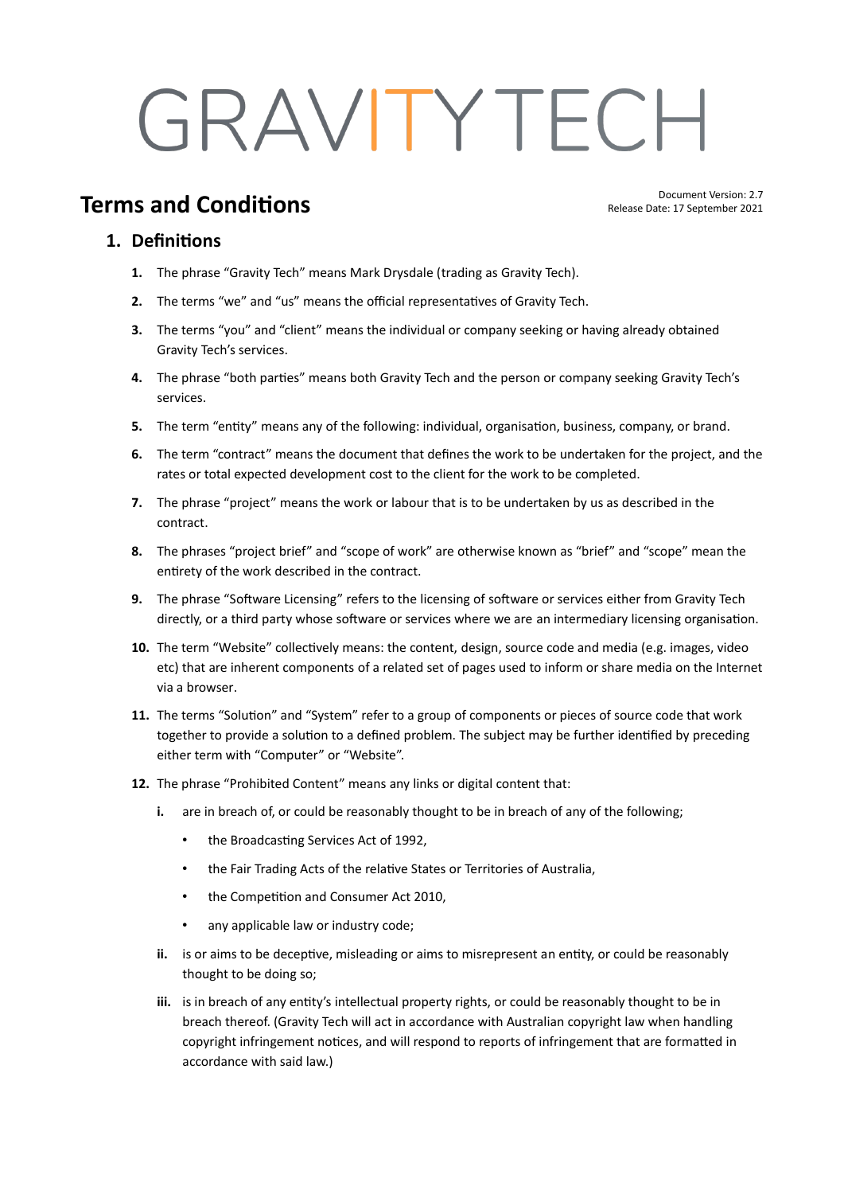# GRAVITYTECH

## Terms and Conditions

Document Version: 2.7
Release Date: 17 September 2021

### 1. Definitions

1. The phrase "Gravity Tech" means Mark Drysdale (trading as Gravity Tech).
2. The terms "we" and "us" means the official representatives of Gravity Tech.
3. The terms "you" and "client" means the individual or company seeking or having already obtained Gravity Tech's services.
4. The phrase "both parties" means both Gravity Tech and the person or company seeking Gravity Tech's services.
5. The term "entity" means any of the following: individual, organisation, business, company, or brand.
6. The term "contract" means the document that defines the work to be undertaken for the project, and the rates or total expected development cost to the client for the work to be completed.
7. The phrase "project" means the work or labour that is to be undertaken by us as described in the contract.
8. The phrases "project brief" and "scope of work" are otherwise known as "brief" and "scope" mean the entirety of the work described in the contract.
9. The phrase "Software Licensing" refers to the licensing of software or services either from Gravity Tech directly, or a third party whose software or services where we are an intermediary licensing organisation.
10. The term "Website" collectively means: the content, design, source code and media (e.g. images, video etc) that are inherent components of a related set of pages used to inform or share media on the Internet via a browser.
11. The terms "Solution" and "System" refer to a group of components or pieces of source code that work together to provide a solution to a defined problem. The subject may be further identified by preceding either term with "Computer" or "Website".
12. The phrase "Prohibited Content" means any links or digital content that:
    1. are in breach of, or could be reasonably thought to be in breach of any of the following;
        - the Broadcasting Services Act of 1992,
        - the Fair Trading Acts of the relative States or Territories of Australia,
        - the Competition and Consumer Act 2010,
        - any applicable law or industry code;
    2. is or aims to be deceptive, misleading or aims to misrepresent an entity, or could be reasonably thought to be doing so;
    3. is in breach of any entity's intellectual property rights, or could be reasonably thought to be in breach thereof. (Gravity Tech will act in accordance with Australian copyright law when handling copyright infringement notices, and will respond to reports of infringement that are formatted in accordance with said law.)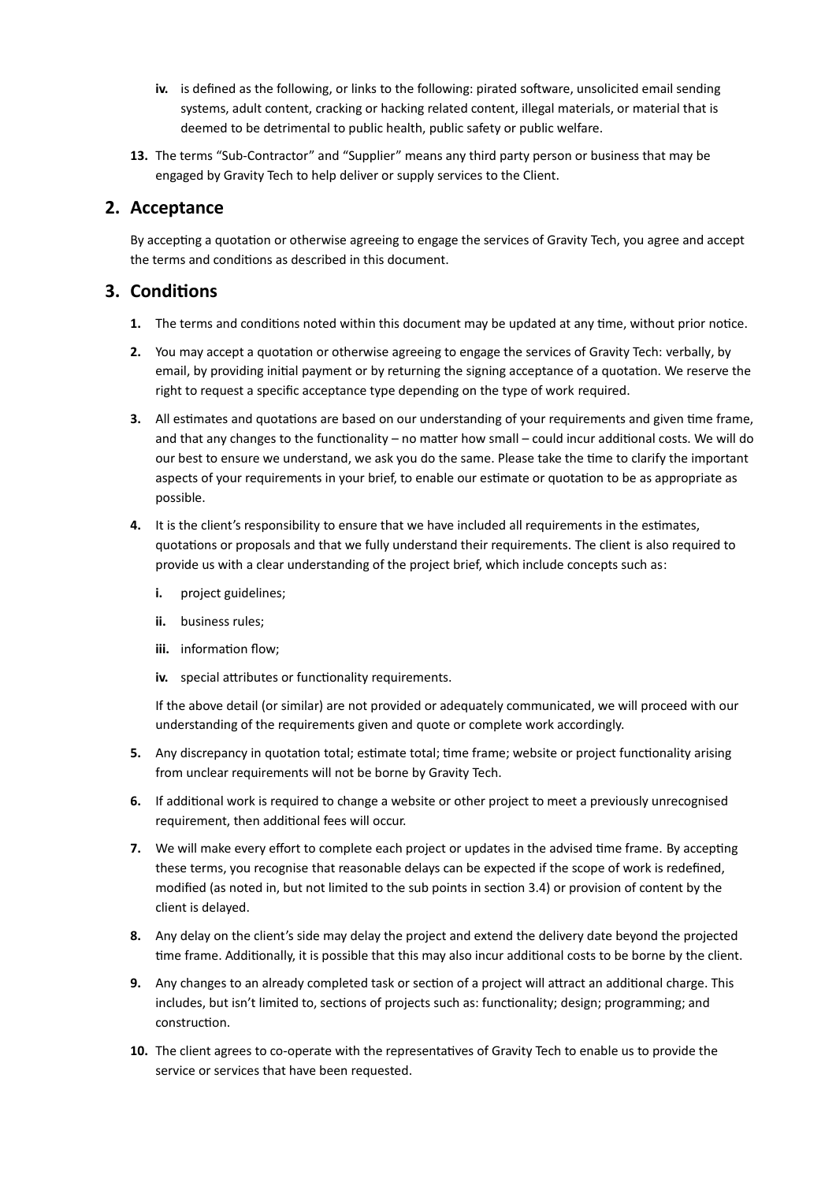iv. is defined as the following, or links to the following: pirated software, unsolicited email sending systems, adult content, cracking or hacking related content, illegal materials, or material that is deemed to be detrimental to public health, public safety or public welfare.

13. The terms "Sub-Contractor" and "Supplier" means any third party person or business that may be engaged by Gravity Tech to help deliver or supply services to the Client.

## 2. Acceptance

By accepting a quotation or otherwise agreeing to engage the services of Gravity Tech, you agree and accept the terms and conditions as described in this document.

## 3. Conditions

1. The terms and conditions noted within this document may be updated at any time, without prior notice.

2. You may accept a quotation or otherwise agreeing to engage the services of Gravity Tech: verbally, by email, by providing initial payment or by returning the signing acceptance of a quotation. We reserve the right to request a specific acceptance type depending on the type of work required.

3. All estimates and quotations are based on our understanding of your requirements and given time frame, and that any changes to the functionality – no matter how small – could incur additional costs. We will do our best to ensure we understand, we ask you do the same. Please take the time to clarify the important aspects of your requirements in your brief, to enable our estimate or quotation to be as appropriate as possible.

4. It is the client's responsibility to ensure that we have included all requirements in the estimates, quotations or proposals and that we fully understand their requirements. The client is also required to provide us with a clear understanding of the project brief, which include concepts such as:

   i. project guidelines;

   ii. business rules;

   iii. information flow;

   iv. special attributes or functionality requirements.

   If the above detail (or similar) are not provided or adequately communicated, we will proceed with our understanding of the requirements given and quote or complete work accordingly.

5. Any discrepancy in quotation total; estimate total; time frame; website or project functionality arising from unclear requirements will not be borne by Gravity Tech.

6. If additional work is required to change a website or other project to meet a previously unrecognised requirement, then additional fees will occur.

7. We will make every effort to complete each project or updates in the advised time frame. By accepting these terms, you recognise that reasonable delays can be expected if the scope of work is redefined, modified (as noted in, but not limited to the sub points in section 3.4) or provision of content by the client is delayed.

8. Any delay on the client's side may delay the project and extend the delivery date beyond the projected time frame. Additionally, it is possible that this may also incur additional costs to be borne by the client.

9. Any changes to an already completed task or section of a project will attract an additional charge. This includes, but isn't limited to, sections of projects such as: functionality; design; programming; and construction.

10. The client agrees to co-operate with the representatives of Gravity Tech to enable us to provide the service or services that have been requested.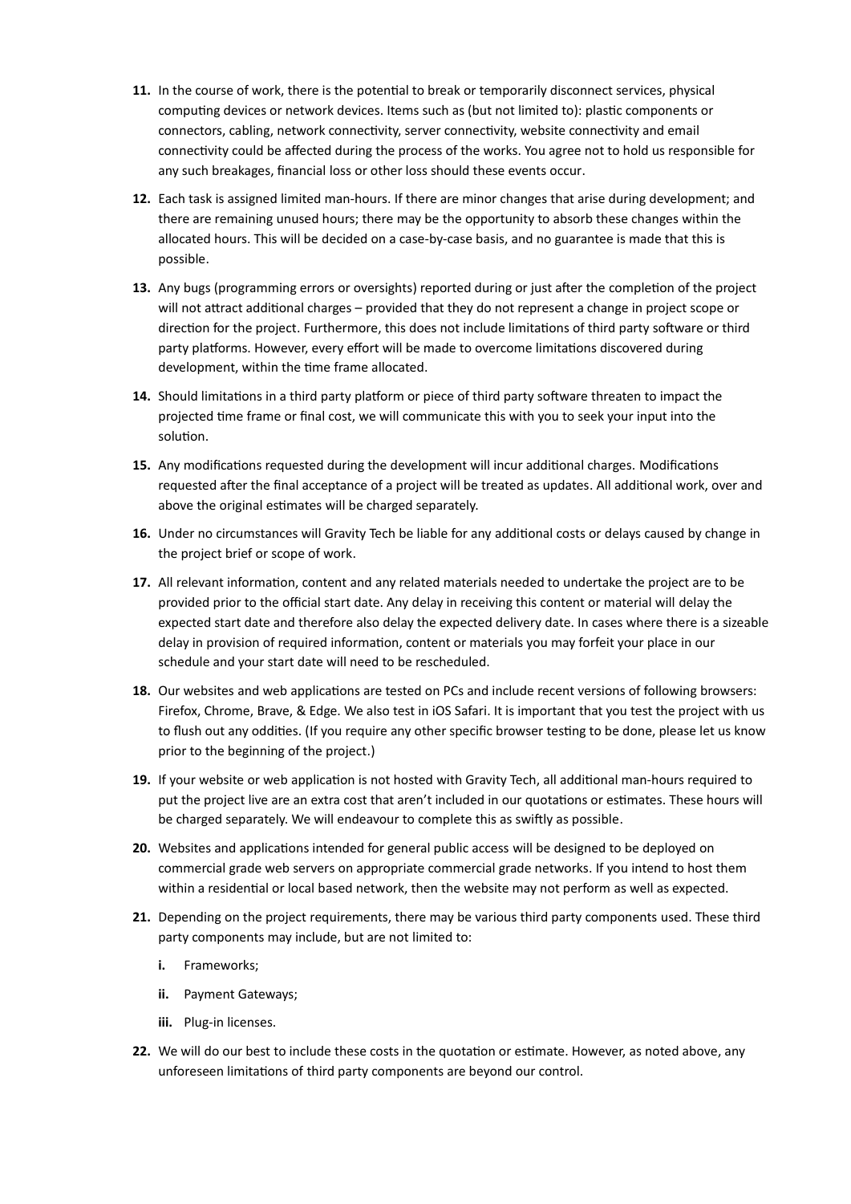**11.** In the course of work, there is the potential to break or temporarily disconnect services, physical computing devices or network devices. Items such as (but not limited to): plastic components or connectors, cabling, network connectivity, server connectivity, website connectivity and email connectivity could be affected during the process of the works. You agree not to hold us responsible for any such breakages, financial loss or other loss should these events occur.

**12.** Each task is assigned limited man-hours. If there are minor changes that arise during development; and there are remaining unused hours; there may be the opportunity to absorb these changes within the allocated hours. This will be decided on a case-by-case basis, and no guarantee is made that this is possible.

**13.** Any bugs (programming errors or oversights) reported during or just after the completion of the project will not attract additional charges – provided that they do not represent a change in project scope or direction for the project. Furthermore, this does not include limitations of third party software or third party platforms. However, every effort will be made to overcome limitations discovered during development, within the time frame allocated.

**14.** Should limitations in a third party platform or piece of third party software threaten to impact the projected time frame or final cost, we will communicate this with you to seek your input into the solution.

**15.** Any modifications requested during the development will incur additional charges. Modifications requested after the final acceptance of a project will be treated as updates. All additional work, over and above the original estimates will be charged separately.

**16.** Under no circumstances will Gravity Tech be liable for any additional costs or delays caused by change in the project brief or scope of work.

**17.** All relevant information, content and any related materials needed to undertake the project are to be provided prior to the official start date. Any delay in receiving this content or material will delay the expected start date and therefore also delay the expected delivery date. In cases where there is a sizeable delay in provision of required information, content or materials you may forfeit your place in our schedule and your start date will need to be rescheduled.

**18.** Our websites and web applications are tested on PCs and include recent versions of following browsers: Firefox, Chrome, Brave, & Edge. We also test in iOS Safari. It is important that you test the project with us to flush out any oddities. (If you require any other specific browser testing to be done, please let us know prior to the beginning of the project.)

**19.** If your website or web application is not hosted with Gravity Tech, all additional man-hours required to put the project live are an extra cost that aren't included in our quotations or estimates. These hours will be charged separately. We will endeavour to complete this as swiftly as possible.

**20.** Websites and applications intended for general public access will be designed to be deployed on commercial grade web servers on appropriate commercial grade networks. If you intend to host them within a residential or local based network, then the website may not perform as well as expected.

**21.** Depending on the project requirements, there may be various third party components used. These third party components may include, but are not limited to:

- **i.** Frameworks;
- **ii.** Payment Gateways;
- **iii.** Plug-in licenses.

**22.** We will do our best to include these costs in the quotation or estimate. However, as noted above, any unforeseen limitations of third party components are beyond our control.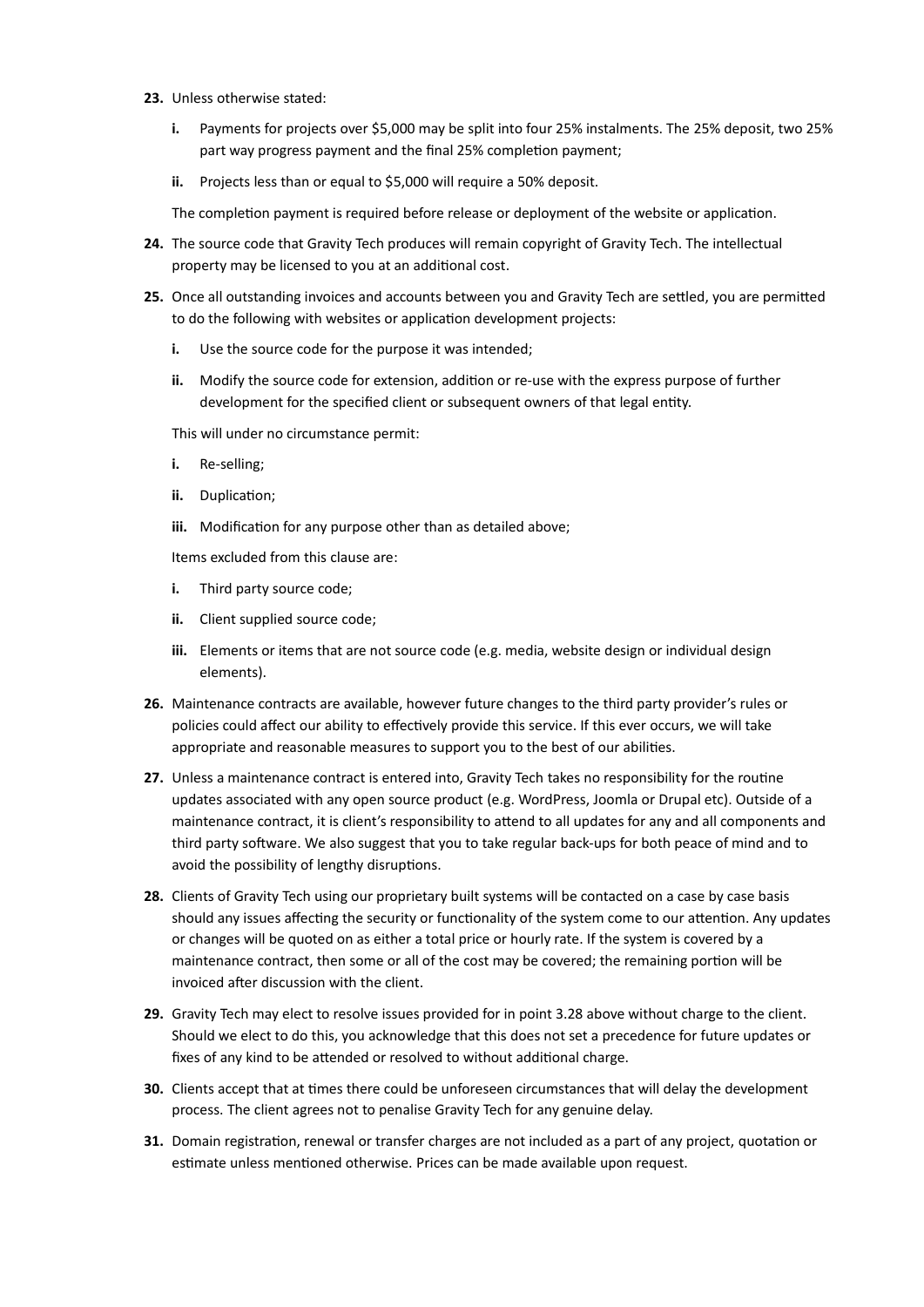**23.** Unless otherwise stated:

   **i.** Payments for projects over $5,000 may be split into four 25% instalments. The 25% deposit, two 25% part way progress payment and the final 25% completion payment;

   **ii.** Projects less than or equal to $5,000 will require a 50% deposit.

   The completion payment is required before release or deployment of the website or application.

**24.** The source code that Gravity Tech produces will remain copyright of Gravity Tech. The intellectual property may be licensed to you at an additional cost.

**25.** Once all outstanding invoices and accounts between you and Gravity Tech are settled, you are permitted to do the following with websites or application development projects:

   **i.** Use the source code for the purpose it was intended;

   **ii.** Modify the source code for extension, addition or re-use with the express purpose of further development for the specified client or subsequent owners of that legal entity.

   This will under no circumstance permit:

   **i.** Re-selling;

   **ii.** Duplication;

   **iii.** Modification for any purpose other than as detailed above;

   Items excluded from this clause are:

   **i.** Third party source code;

   **ii.** Client supplied source code;

   **iii.** Elements or items that are not source code (e.g. media, website design or individual design elements).

**26.** Maintenance contracts are available, however future changes to the third party provider's rules or policies could affect our ability to effectively provide this service. If this ever occurs, we will take appropriate and reasonable measures to support you to the best of our abilities.

**27.** Unless a maintenance contract is entered into, Gravity Tech takes no responsibility for the routine updates associated with any open source product (e.g. WordPress, Joomla or Drupal etc). Outside of a maintenance contract, it is client's responsibility to attend to all updates for any and all components and third party software. We also suggest that you to take regular back-ups for both peace of mind and to avoid the possibility of lengthy disruptions.

**28.** Clients of Gravity Tech using our proprietary built systems will be contacted on a case by case basis should any issues affecting the security or functionality of the system come to our attention. Any updates or changes will be quoted on as either a total price or hourly rate. If the system is covered by a maintenance contract, then some or all of the cost may be covered; the remaining portion will be invoiced after discussion with the client.

**29.** Gravity Tech may elect to resolve issues provided for in point 3.28 above without charge to the client. Should we elect to do this, you acknowledge that this does not set a precedence for future updates or fixes of any kind to be attended or resolved to without additional charge.

**30.** Clients accept that at times there could be unforeseen circumstances that will delay the development process. The client agrees not to penalise Gravity Tech for any genuine delay.

**31.** Domain registration, renewal or transfer charges are not included as a part of any project, quotation or estimate unless mentioned otherwise. Prices can be made available upon request.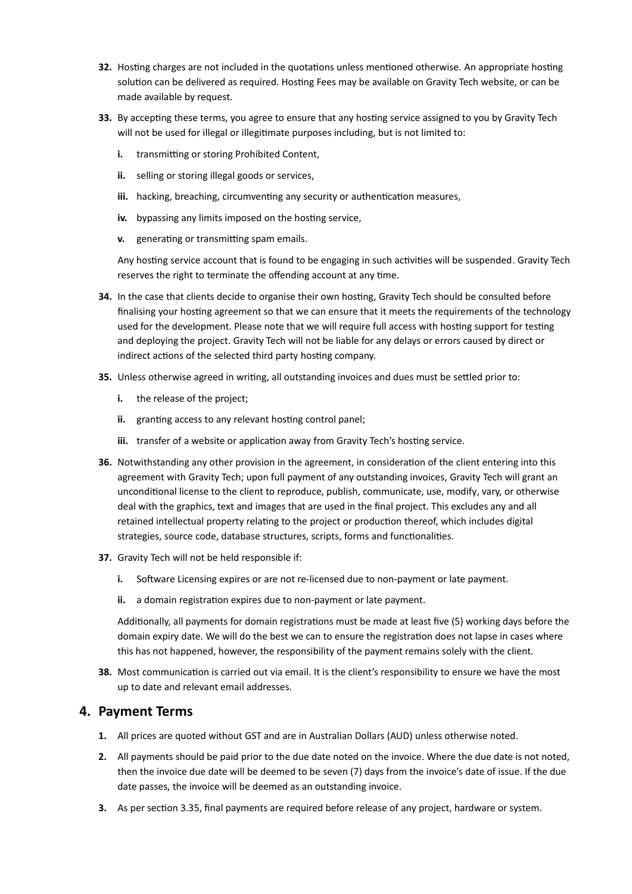32. Hosting charges are not included in the quotations unless mentioned otherwise. An appropriate hosting solution can be delivered as required. Hosting Fees may be available on Gravity Tech website, or can be made available by request.

33. By accepting these terms, you agree to ensure that any hosting service assigned to you by Gravity Tech will not be used for illegal or illegitimate purposes including, but is not limited to:

    i. transmitting or storing Prohibited Content,

    ii. selling or storing illegal goods or services,

    iii. hacking, breaching, circumventing any security or authentication measures,

    iv. bypassing any limits imposed on the hosting service,

    v. generating or transmitting spam emails.

    Any hosting service account that is found to be engaging in such activities will be suspended. Gravity Tech reserves the right to terminate the offending account at any time.

34. In the case that clients decide to organise their own hosting, Gravity Tech should be consulted before finalising your hosting agreement so that we can ensure that it meets the requirements of the technology used for the development. Please note that we will require full access with hosting support for testing and deploying the project. Gravity Tech will not be liable for any delays or errors caused by direct or indirect actions of the selected third party hosting company.

35. Unless otherwise agreed in writing, all outstanding invoices and dues must be settled prior to:

    i. the release of the project;

    ii. granting access to any relevant hosting control panel;

    iii. transfer of a website or application away from Gravity Tech's hosting service.

36. Notwithstanding any other provision in the agreement, in consideration of the client entering into this agreement with Gravity Tech; upon full payment of any outstanding invoices, Gravity Tech will grant an unconditional license to the client to reproduce, publish, communicate, use, modify, vary, or otherwise deal with the graphics, text and images that are used in the final project. This excludes any and all retained intellectual property relating to the project or production thereof, which includes digital strategies, source code, database structures, scripts, forms and functionalities.

37. Gravity Tech will not be held responsible if:

    i. Software Licensing expires or are not re-licensed due to non-payment or late payment.

    ii. a domain registration expires due to non-payment or late payment.

    Additionally, all payments for domain registrations must be made at least five (5) working days before the domain expiry date. We will do the best we can to ensure the registration does not lapse in cases where this has not happened, however, the responsibility of the payment remains solely with the client.

38. Most communication is carried out via email. It is the client's responsibility to ensure we have the most up to date and relevant email addresses.

## 4. Payment Terms

1. All prices are quoted without GST and are in Australian Dollars (AUD) unless otherwise noted.

2. All payments should be paid prior to the due date noted on the invoice. Where the due date is not noted, then the invoice due date will be deemed to be seven (7) days from the invoice's date of issue. If the due date passes, the invoice will be deemed as an outstanding invoice.

3. As per section 3.35, final payments are required before release of any project, hardware or system.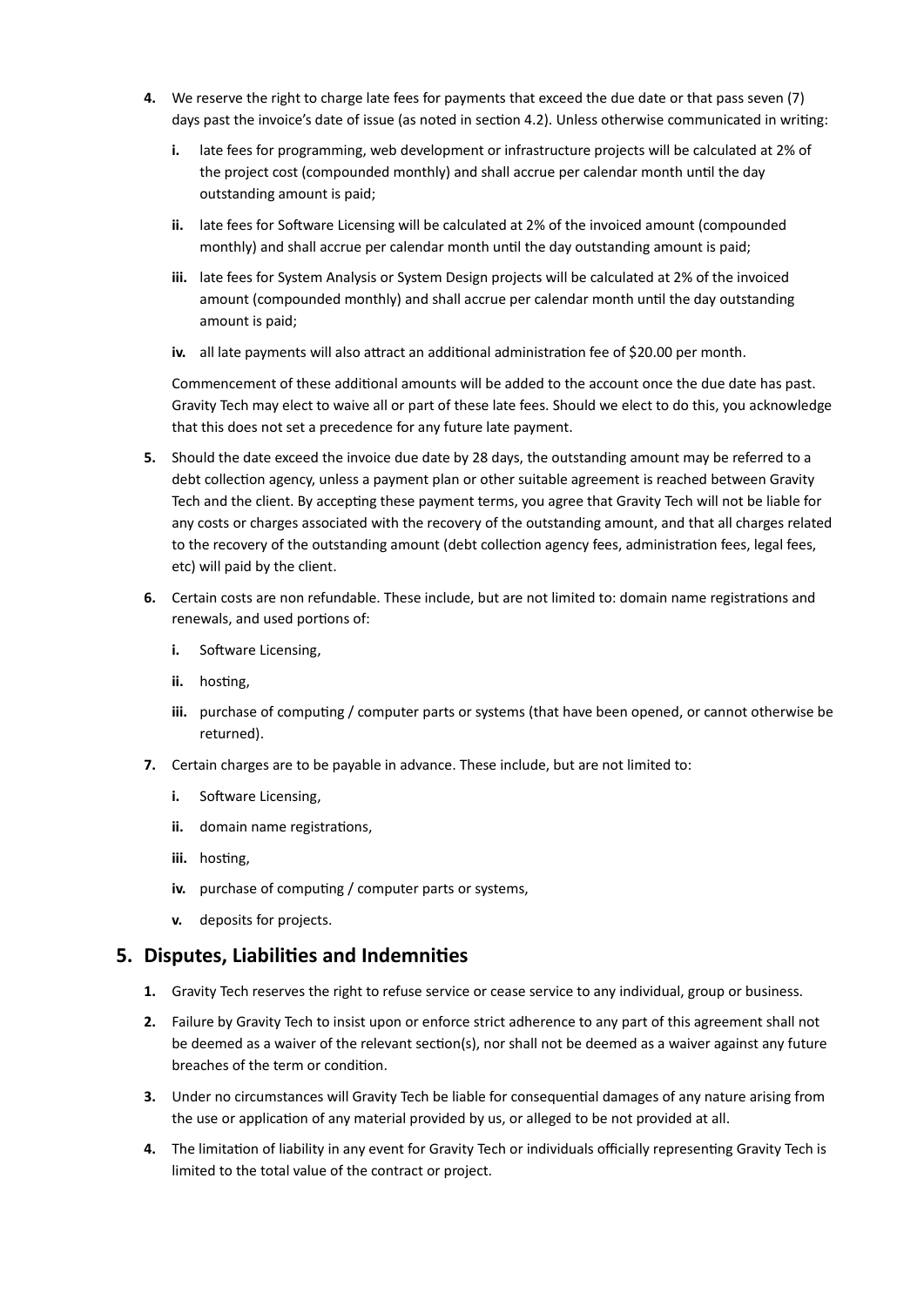4. We reserve the right to charge late fees for payments that exceed the due date or that pass seven (7) days past the invoice's date of issue (as noted in section 4.2). Unless otherwise communicated in writing:

   i. late fees for programming, web development or infrastructure projects will be calculated at 2% of the project cost (compounded monthly) and shall accrue per calendar month until the day outstanding amount is paid;

   ii. late fees for Software Licensing will be calculated at 2% of the invoiced amount (compounded monthly) and shall accrue per calendar month until the day outstanding amount is paid;

   iii. late fees for System Analysis or System Design projects will be calculated at 2% of the invoiced amount (compounded monthly) and shall accrue per calendar month until the day outstanding amount is paid;

   iv. all late payments will also attract an additional administration fee of $20.00 per month.

   Commencement of these additional amounts will be added to the account once the due date has past. Gravity Tech may elect to waive all or part of these late fees. Should we elect to do this, you acknowledge that this does not set a precedence for any future late payment.

5. Should the date exceed the invoice due date by 28 days, the outstanding amount may be referred to a debt collection agency, unless a payment plan or other suitable agreement is reached between Gravity Tech and the client. By accepting these payment terms, you agree that Gravity Tech will not be liable for any costs or charges associated with the recovery of the outstanding amount, and that all charges related to the recovery of the outstanding amount (debt collection agency fees, administration fees, legal fees, etc) will paid by the client.

6. Certain costs are non refundable. These include, but are not limited to: domain name registrations and renewals, and used portions of:

   i. Software Licensing,

   ii. hosting,

   iii. purchase of computing / computer parts or systems (that have been opened, or cannot otherwise be returned).

7. Certain charges are to be payable in advance. These include, but are not limited to:

   i. Software Licensing,

   ii. domain name registrations,

   iii. hosting,

   iv. purchase of computing / computer parts or systems,

   v. deposits for projects.

## 5. Disputes, Liabilities and Indemnities

1. Gravity Tech reserves the right to refuse service or cease service to any individual, group or business.

2. Failure by Gravity Tech to insist upon or enforce strict adherence to any part of this agreement shall not be deemed as a waiver of the relevant section(s), nor shall not be deemed as a waiver against any future breaches of the term or condition.

3. Under no circumstances will Gravity Tech be liable for consequential damages of any nature arising from the use or application of any material provided by us, or alleged to be not provided at all.

4. The limitation of liability in any event for Gravity Tech or individuals officially representing Gravity Tech is limited to the total value of the contract or project.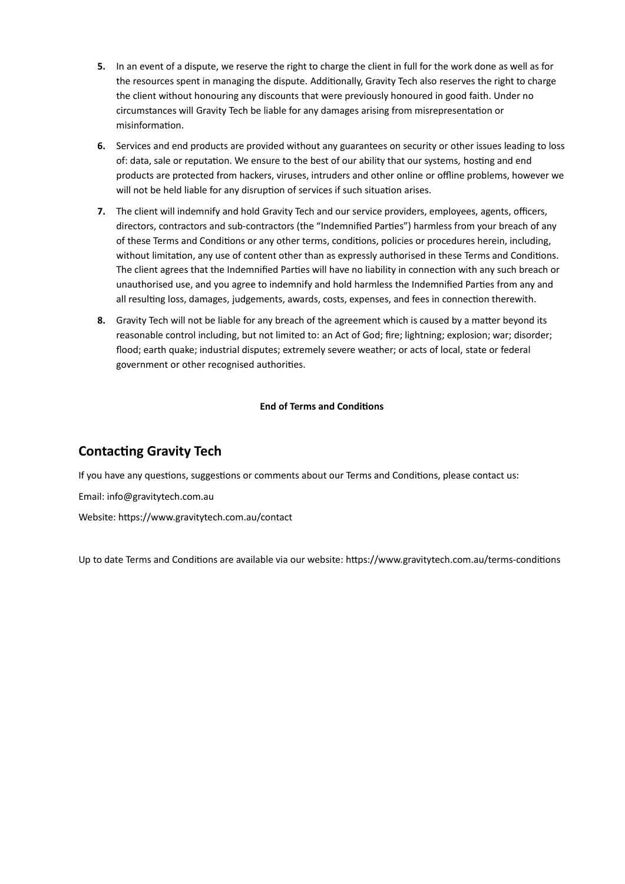5. In an event of a dispute, we reserve the right to charge the client in full for the work done as well as for the resources spent in managing the dispute. Additionally, Gravity Tech also reserves the right to charge the client without honouring any discounts that were previously honoured in good faith. Under no circumstances will Gravity Tech be liable for any damages arising from misrepresentation or misinformation.
6. Services and end products are provided without any guarantees on security or other issues leading to loss of: data, sale or reputation. We ensure to the best of our ability that our systems, hosting and end products are protected from hackers, viruses, intruders and other online or offline problems, however we will not be held liable for any disruption of services if such situation arises.
7. The client will indemnify and hold Gravity Tech and our service providers, employees, agents, officers, directors, contractors and sub-contractors (the "Indemnified Parties") harmless from your breach of any of these Terms and Conditions or any other terms, conditions, policies or procedures herein, including, without limitation, any use of content other than as expressly authorised in these Terms and Conditions. The client agrees that the Indemnified Parties will have no liability in connection with any such breach or unauthorised use, and you agree to indemnify and hold harmless the Indemnified Parties from any and all resulting loss, damages, judgements, awards, costs, expenses, and fees in connection therewith.
8. Gravity Tech will not be liable for any breach of the agreement which is caused by a matter beyond its reasonable control including, but not limited to: an Act of God; fire; lightning; explosion; war; disorder; flood; earth quake; industrial disputes; extremely severe weather; or acts of local, state or federal government or other recognised authorities.

**End of Terms and Conditions**

## Contacting Gravity Tech

If you have any questions, suggestions or comments about our Terms and Conditions, please contact us:

Email: info@gravitytech.com.au

Website: https://www.gravitytech.com.au/contact

Up to date Terms and Conditions are available via our website: https://www.gravitytech.com.au/terms-conditions